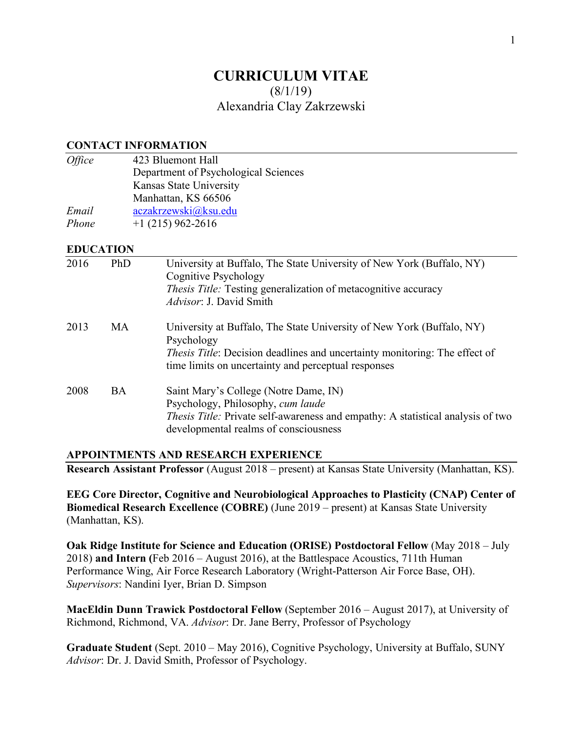# CURRICULUM VITAE

(8/1/19)

Alexandria Clay Zakrzewski

## CONTACT INFORMATION

| | |
|---|---|
| *Office* | 423 Bluemont Hall<br>Department of Psychological Sciences<br>Kansas State University<br>Manhattan, KS 66506 |
| *Email* | aczakrzewski@ksu.edu |
| *Phone* | +1 (215) 962-2616 |

## EDUCATION

| | | |
|---|---|---|
| 2016 | PhD | University at Buffalo, The State University of New York (Buffalo, NY)<br>Cognitive Psychology<br>*Thesis Title:* Testing generalization of metacognitive accuracy<br>*Advisor*: J. David Smith |
| 2013 | MA | University at Buffalo, The State University of New York (Buffalo, NY)<br>Psychology<br>*Thesis Title*: Decision deadlines and uncertainty monitoring: The effect of time limits on uncertainty and perceptual responses |
| 2008 | BA | Saint Mary's College (Notre Dame, IN)<br>Psychology, Philosophy, *cum laude*<br>*Thesis Title:* Private self-awareness and empathy: A statistical analysis of two developmental realms of consciousness |

## APPOINTMENTS AND RESEARCH EXPERIENCE

**Research Assistant Professor** (August 2018 – present) at Kansas State University (Manhattan, KS).

**EEG Core Director, Cognitive and Neurobiological Approaches to Plasticity (CNAP) Center of Biomedical Research Excellence (COBRE)** (June 2019 – present) at Kansas State University (Manhattan, KS).

**Oak Ridge Institute for Science and Education (ORISE) Postdoctoral Fellow** (May 2018 – July 2018) **and Intern (**Feb 2016 – August 2016), at the Battlespace Acoustics, 711th Human Performance Wing, Air Force Research Laboratory (Wright-Patterson Air Force Base, OH). *Supervisors*: Nandini Iyer, Brian D. Simpson

**MacEldin Dunn Trawick Postdoctoral Fellow** (September 2016 – August 2017), at University of Richmond, Richmond, VA. *Advisor*: Dr. Jane Berry, Professor of Psychology

**Graduate Student** (Sept. 2010 – May 2016), Cognitive Psychology, University at Buffalo, SUNY *Advisor*: Dr. J. David Smith, Professor of Psychology.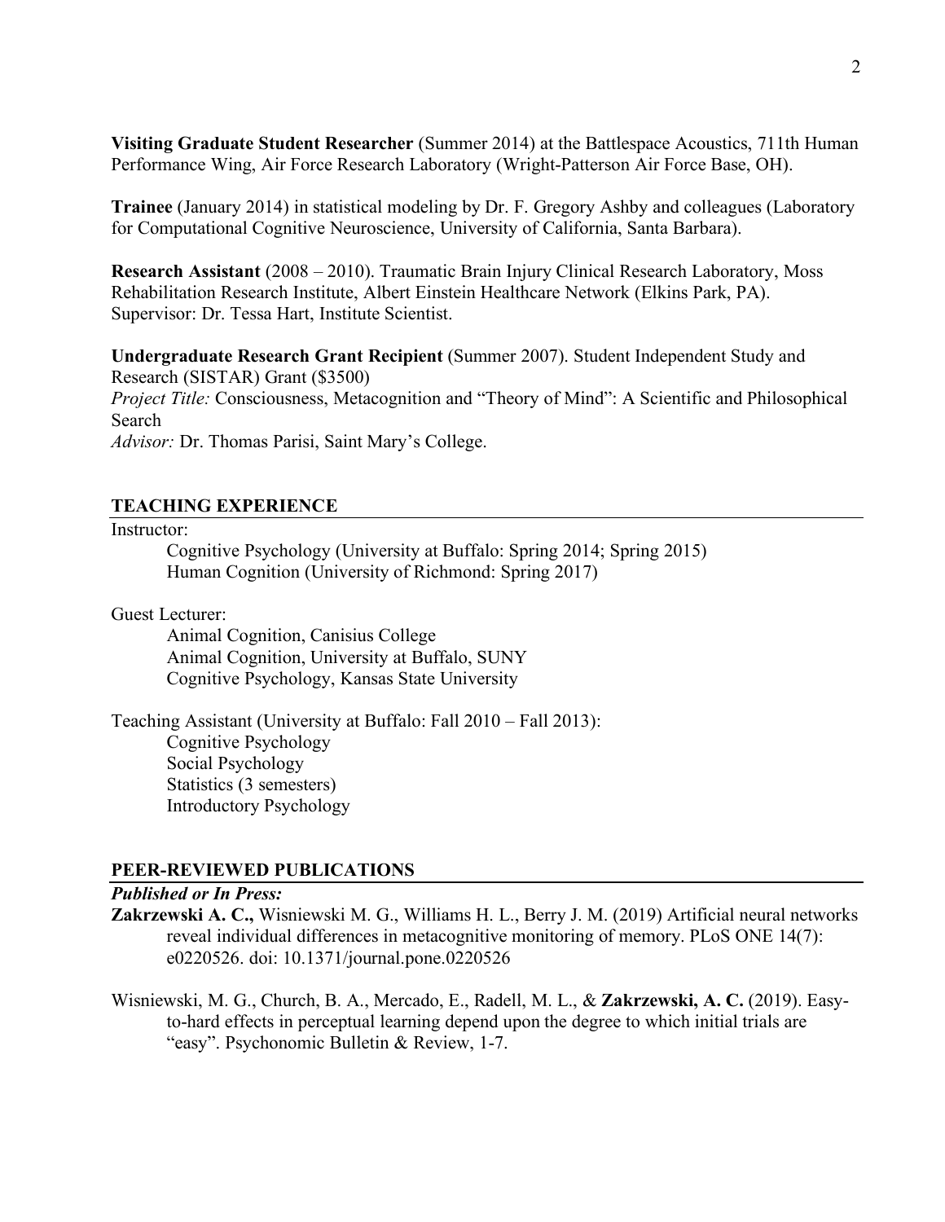**Visiting Graduate Student Researcher** (Summer 2014) at the Battlespace Acoustics, 711th Human Performance Wing, Air Force Research Laboratory (Wright-Patterson Air Force Base, OH).

**Trainee** (January 2014) in statistical modeling by Dr. F. Gregory Ashby and colleagues (Laboratory for Computational Cognitive Neuroscience, University of California, Santa Barbara).

**Research Assistant** (2008 – 2010). Traumatic Brain Injury Clinical Research Laboratory, Moss Rehabilitation Research Institute, Albert Einstein Healthcare Network (Elkins Park, PA). Supervisor: Dr. Tessa Hart, Institute Scientist.

**Undergraduate Research Grant Recipient** (Summer 2007). Student Independent Study and Research (SISTAR) Grant ($3500)
*Project Title:* Consciousness, Metacognition and "Theory of Mind": A Scientific and Philosophical Search
*Advisor:* Dr. Thomas Parisi, Saint Mary's College.

## TEACHING EXPERIENCE

Instructor:

- Cognitive Psychology (University at Buffalo: Spring 2014; Spring 2015)
- Human Cognition (University of Richmond: Spring 2017)

Guest Lecturer:

- Animal Cognition, Canisius College
- Animal Cognition, University at Buffalo, SUNY
- Cognitive Psychology, Kansas State University

Teaching Assistant (University at Buffalo: Fall 2010 – Fall 2013):

- Cognitive Psychology
- Social Psychology
- Statistics (3 semesters)
- Introductory Psychology

## PEER-REVIEWED PUBLICATIONS

***Published or In Press:***

**Zakrzewski A. C.,** Wisniewski M. G., Williams H. L., Berry J. M. (2019) Artificial neural networks reveal individual differences in metacognitive monitoring of memory. PLoS ONE 14(7): e0220526. doi: 10.1371/journal.pone.0220526

Wisniewski, M. G., Church, B. A., Mercado, E., Radell, M. L., & **Zakrzewski, A. C.** (2019). Easy-to-hard effects in perceptual learning depend upon the degree to which initial trials are "easy". Psychonomic Bulletin & Review, 1-7.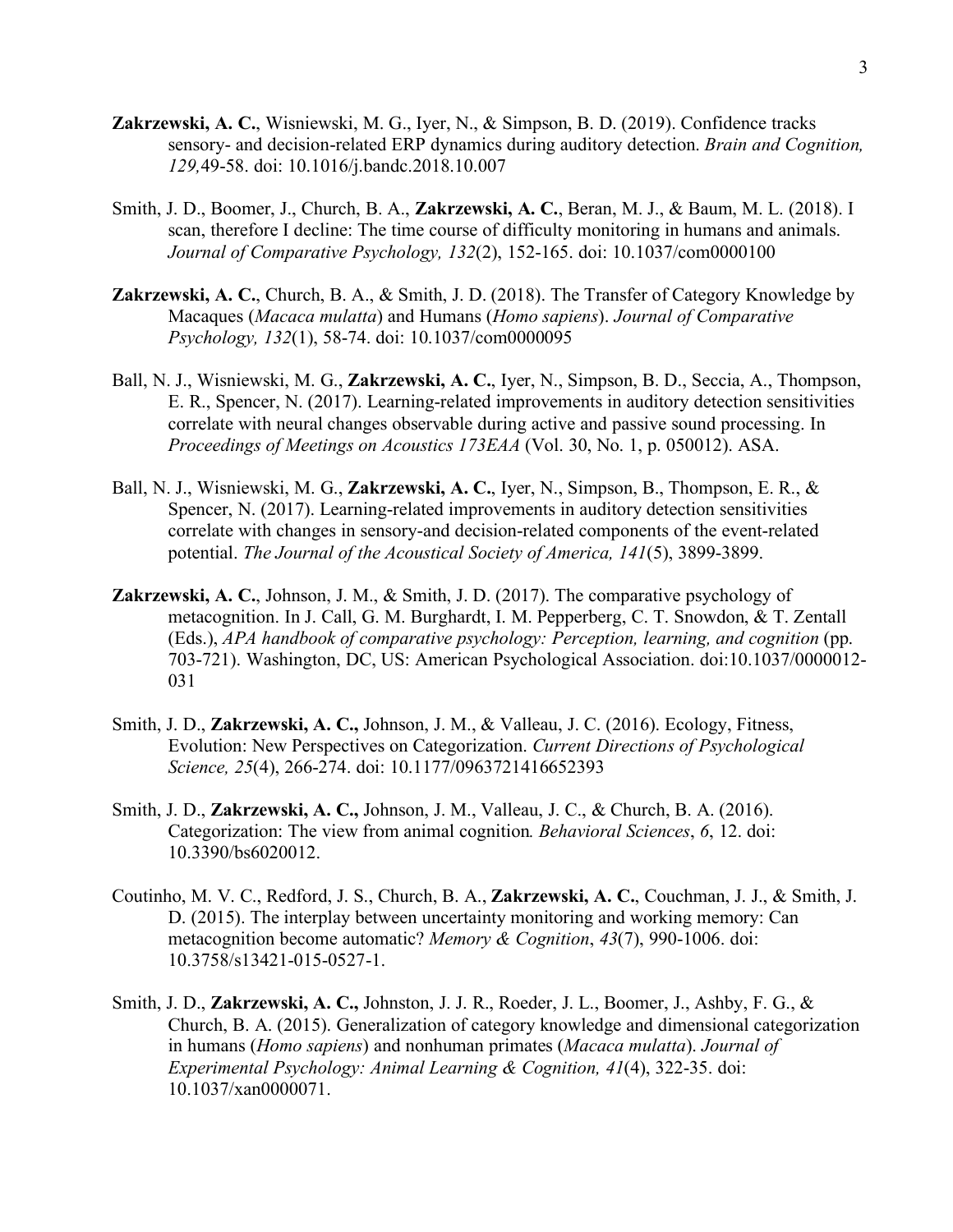**Zakrzewski, A. C.**, Wisniewski, M. G., Iyer, N., & Simpson, B. D. (2019). Confidence tracks sensory- and decision-related ERP dynamics during auditory detection. *Brain and Cognition, 129,*49-58. doi: 10.1016/j.bandc.2018.10.007

Smith, J. D., Boomer, J., Church, B. A., **Zakrzewski, A. C.**, Beran, M. J., & Baum, M. L. (2018). I scan, therefore I decline: The time course of difficulty monitoring in humans and animals. *Journal of Comparative Psychology, 132*(2), 152-165. doi: 10.1037/com0000100

**Zakrzewski, A. C.**, Church, B. A., & Smith, J. D. (2018). The Transfer of Category Knowledge by Macaques (*Macaca mulatta*) and Humans (*Homo sapiens*). *Journal of Comparative Psychology, 132*(1), 58-74. doi: 10.1037/com0000095

Ball, N. J., Wisniewski, M. G., **Zakrzewski, A. C.**, Iyer, N., Simpson, B. D., Seccia, A., Thompson, E. R., Spencer, N. (2017). Learning-related improvements in auditory detection sensitivities correlate with neural changes observable during active and passive sound processing. In *Proceedings of Meetings on Acoustics 173EAA* (Vol. 30, No. 1, p. 050012). ASA.

Ball, N. J., Wisniewski, M. G., **Zakrzewski, A. C.**, Iyer, N., Simpson, B., Thompson, E. R., & Spencer, N. (2017). Learning-related improvements in auditory detection sensitivities correlate with changes in sensory-and decision-related components of the event-related potential. *The Journal of the Acoustical Society of America, 141*(5), 3899-3899.

**Zakrzewski, A. C.**, Johnson, J. M., & Smith, J. D. (2017). The comparative psychology of metacognition. In J. Call, G. M. Burghardt, I. M. Pepperberg, C. T. Snowdon, & T. Zentall (Eds.), *APA handbook of comparative psychology: Perception, learning, and cognition* (pp. 703-721). Washington, DC, US: American Psychological Association. doi:10.1037/0000012-031

Smith, J. D., **Zakrzewski, A. C.,** Johnson, J. M., & Valleau, J. C. (2016). Ecology, Fitness, Evolution: New Perspectives on Categorization. *Current Directions of Psychological Science, 25*(4), 266-274. doi: 10.1177/0963721416652393

Smith, J. D., **Zakrzewski, A. C.,** Johnson, J. M., Valleau, J. C., & Church, B. A. (2016). Categorization: The view from animal cognition*. Behavioral Sciences*, *6*, 12. doi: 10.3390/bs6020012.

Coutinho, M. V. C., Redford, J. S., Church, B. A., **Zakrzewski, A. C.**, Couchman, J. J., & Smith, J. D. (2015). The interplay between uncertainty monitoring and working memory: Can metacognition become automatic? *Memory & Cognition*, *43*(7), 990-1006. doi: 10.3758/s13421-015-0527-1.

Smith, J. D., **Zakrzewski, A. C.,** Johnston, J. J. R., Roeder, J. L., Boomer, J., Ashby, F. G., & Church, B. A. (2015). Generalization of category knowledge and dimensional categorization in humans (*Homo sapiens*) and nonhuman primates (*Macaca mulatta*). *Journal of Experimental Psychology: Animal Learning & Cognition, 41*(4), 322-35. doi: 10.1037/xan0000071.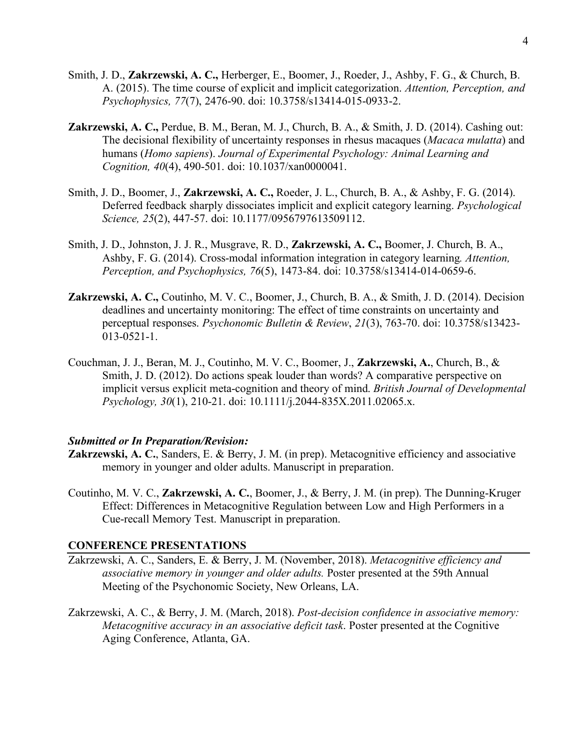Smith, J. D., **Zakrzewski, A. C.,** Herberger, E., Boomer, J., Roeder, J., Ashby, F. G., & Church, B. A. (2015). The time course of explicit and implicit categorization. *Attention, Perception, and Psychophysics, 77*(7), 2476-90. doi: 10.3758/s13414-015-0933-2.

**Zakrzewski, A. C.,** Perdue, B. M., Beran, M. J., Church, B. A., & Smith, J. D. (2014). Cashing out: The decisional flexibility of uncertainty responses in rhesus macaques (*Macaca mulatta*) and humans (*Homo sapiens*). *Journal of Experimental Psychology: Animal Learning and Cognition, 40*(4), 490-501. doi: 10.1037/xan0000041.

Smith, J. D., Boomer, J., **Zakrzewski, A. C.,** Roeder, J. L., Church, B. A., & Ashby, F. G. (2014). Deferred feedback sharply dissociates implicit and explicit category learning. *Psychological Science, 25*(2), 447-57. doi: 10.1177/0956797613509112.

Smith, J. D., Johnston, J. J. R., Musgrave, R. D., **Zakrzewski, A. C.,** Boomer, J. Church, B. A., Ashby, F. G. (2014). Cross-modal information integration in category learning*. Attention, Perception, and Psychophysics, 76*(5), 1473-84. doi: 10.3758/s13414-014-0659-6.

**Zakrzewski, A. C.,** Coutinho, M. V. C., Boomer, J., Church, B. A., & Smith, J. D. (2014). Decision deadlines and uncertainty monitoring: The effect of time constraints on uncertainty and perceptual responses. *Psychonomic Bulletin & Review*, *21*(3), 763-70. doi: 10.3758/s13423-013-0521-1.

Couchman, J. J., Beran, M. J., Coutinho, M. V. C., Boomer, J., **Zakrzewski, A.**, Church, B., & Smith, J. D. (2012). Do actions speak louder than words? A comparative perspective on implicit versus explicit meta-cognition and theory of mind. *British Journal of Developmental Psychology, 30*(1), 210-21. doi: 10.1111/j.2044-835X.2011.02065.x.

***Submitted or In Preparation/Revision:***

**Zakrzewski, A. C.**, Sanders, E. & Berry, J. M. (in prep). Metacognitive efficiency and associative memory in younger and older adults. Manuscript in preparation.

Coutinho, M. V. C., **Zakrzewski, A. C.**, Boomer, J., & Berry, J. M. (in prep). The Dunning-Kruger Effect: Differences in Metacognitive Regulation between Low and High Performers in a Cue-recall Memory Test. Manuscript in preparation.

## CONFERENCE PRESENTATIONS

Zakrzewski, A. C., Sanders, E. & Berry, J. M. (November, 2018). *Metacognitive efficiency and associative memory in younger and older adults.* Poster presented at the 59th Annual Meeting of the Psychonomic Society, New Orleans, LA.

Zakrzewski, A. C., & Berry, J. M. (March, 2018). *Post-decision confidence in associative memory: Metacognitive accuracy in an associative deficit task*. Poster presented at the Cognitive Aging Conference, Atlanta, GA.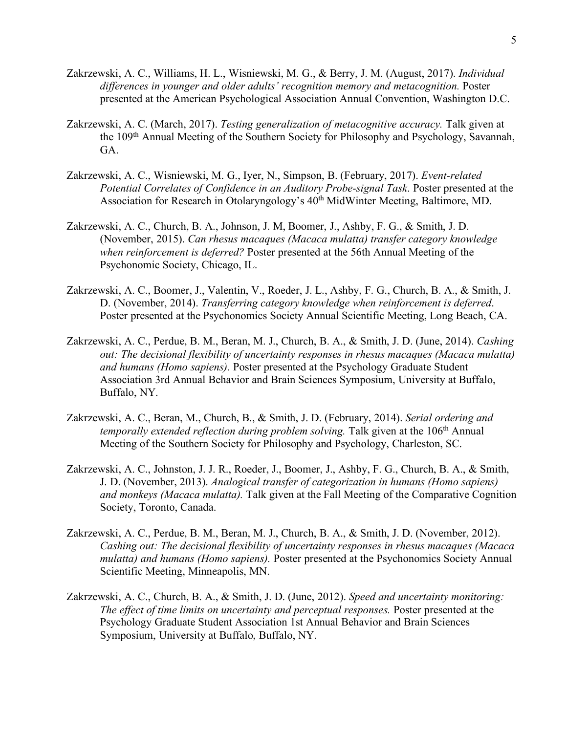Zakrzewski, A. C., Williams, H. L., Wisniewski, M. G., & Berry, J. M. (August, 2017). *Individual differences in younger and older adults' recognition memory and metacognition.* Poster presented at the American Psychological Association Annual Convention, Washington D.C.

Zakrzewski, A. C. (March, 2017). *Testing generalization of metacognitive accuracy.* Talk given at the 109th Annual Meeting of the Southern Society for Philosophy and Psychology, Savannah, GA.

Zakrzewski, A. C., Wisniewski, M. G., Iyer, N., Simpson, B. (February, 2017). *Event-related Potential Correlates of Confidence in an Auditory Probe-signal Task*. Poster presented at the Association for Research in Otolaryngology's 40th MidWinter Meeting, Baltimore, MD.

Zakrzewski, A. C., Church, B. A., Johnson, J. M, Boomer, J., Ashby, F. G., & Smith, J. D. (November, 2015). *Can rhesus macaques (Macaca mulatta) transfer category knowledge when reinforcement is deferred?* Poster presented at the 56th Annual Meeting of the Psychonomic Society, Chicago, IL.

Zakrzewski, A. C., Boomer, J., Valentin, V., Roeder, J. L., Ashby, F. G., Church, B. A., & Smith, J. D. (November, 2014). *Transferring category knowledge when reinforcement is deferred*. Poster presented at the Psychonomics Society Annual Scientific Meeting, Long Beach, CA.

Zakrzewski, A. C., Perdue, B. M., Beran, M. J., Church, B. A., & Smith, J. D. (June, 2014). *Cashing out: The decisional flexibility of uncertainty responses in rhesus macaques (Macaca mulatta) and humans (Homo sapiens).* Poster presented at the Psychology Graduate Student Association 3rd Annual Behavior and Brain Sciences Symposium, University at Buffalo, Buffalo, NY.

Zakrzewski, A. C., Beran, M., Church, B., & Smith, J. D. (February, 2014). *Serial ordering and temporally extended reflection during problem solving.* Talk given at the 106th Annual Meeting of the Southern Society for Philosophy and Psychology, Charleston, SC.

Zakrzewski, A. C., Johnston, J. J. R., Roeder, J., Boomer, J., Ashby, F. G., Church, B. A., & Smith, J. D. (November, 2013). *Analogical transfer of categorization in humans (Homo sapiens) and monkeys (Macaca mulatta).* Talk given at the Fall Meeting of the Comparative Cognition Society, Toronto, Canada.

Zakrzewski, A. C., Perdue, B. M., Beran, M. J., Church, B. A., & Smith, J. D. (November, 2012). *Cashing out: The decisional flexibility of uncertainty responses in rhesus macaques (Macaca mulatta) and humans (Homo sapiens).* Poster presented at the Psychonomics Society Annual Scientific Meeting, Minneapolis, MN.

Zakrzewski, A. C., Church, B. A., & Smith, J. D. (June, 2012). *Speed and uncertainty monitoring: The effect of time limits on uncertainty and perceptual responses.* Poster presented at the Psychology Graduate Student Association 1st Annual Behavior and Brain Sciences Symposium, University at Buffalo, Buffalo, NY.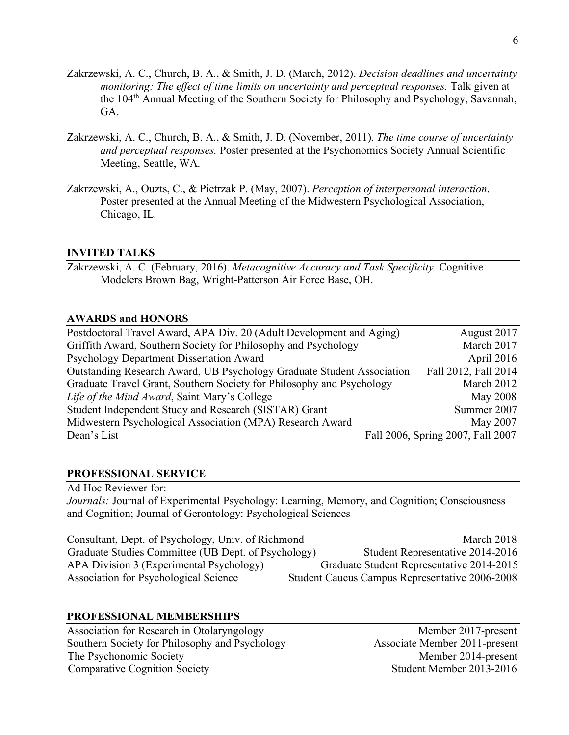Zakrzewski, A. C., Church, B. A., & Smith, J. D. (March, 2012). *Decision deadlines and uncertainty monitoring: The effect of time limits on uncertainty and perceptual responses.* Talk given at the 104th Annual Meeting of the Southern Society for Philosophy and Psychology, Savannah, GA.

Zakrzewski, A. C., Church, B. A., & Smith, J. D. (November, 2011). *The time course of uncertainty and perceptual responses.* Poster presented at the Psychonomics Society Annual Scientific Meeting, Seattle, WA.

Zakrzewski, A., Ouzts, C., & Pietrzak P. (May, 2007). *Perception of interpersonal interaction*. Poster presented at the Annual Meeting of the Midwestern Psychological Association, Chicago, IL.

## INVITED TALKS

Zakrzewski, A. C. (February, 2016). *Metacognitive Accuracy and Task Specificity*. Cognitive Modelers Brown Bag, Wright-Patterson Air Force Base, OH.

## AWARDS and HONORS

| | |
|---|---|
| Postdoctoral Travel Award, APA Div. 20 (Adult Development and Aging) | August 2017 |
| Griffith Award, Southern Society for Philosophy and Psychology | March 2017 |
| Psychology Department Dissertation Award | April 2016 |
| Outstanding Research Award, UB Psychology Graduate Student Association | Fall 2012, Fall 2014 |
| Graduate Travel Grant, Southern Society for Philosophy and Psychology | March 2012 |
| *Life of the Mind Award*, Saint Mary's College | May 2008 |
| Student Independent Study and Research (SISTAR) Grant | Summer 2007 |
| Midwestern Psychological Association (MPA) Research Award | May 2007 |
| Dean's List | Fall 2006, Spring 2007, Fall 2007 |

## PROFESSIONAL SERVICE

Ad Hoc Reviewer for:
*Journals:* Journal of Experimental Psychology: Learning, Memory, and Cognition; Consciousness and Cognition; Journal of Gerontology: Psychological Sciences

| | |
|---|---|
| Consultant, Dept. of Psychology, Univ. of Richmond | March 2018 |
| Graduate Studies Committee (UB Dept. of Psychology) | Student Representative 2014-2016 |
| APA Division 3 (Experimental Psychology) | Graduate Student Representative 2014-2015 |
| Association for Psychological Science | Student Caucus Campus Representative 2006-2008 |

## PROFESSIONAL MEMBERSHIPS

| | |
|---|---|
| Association for Research in Otolaryngology | Member 2017-present |
| Southern Society for Philosophy and Psychology | Associate Member 2011-present |
| The Psychonomic Society | Member 2014-present |
| Comparative Cognition Society | Student Member 2013-2016 |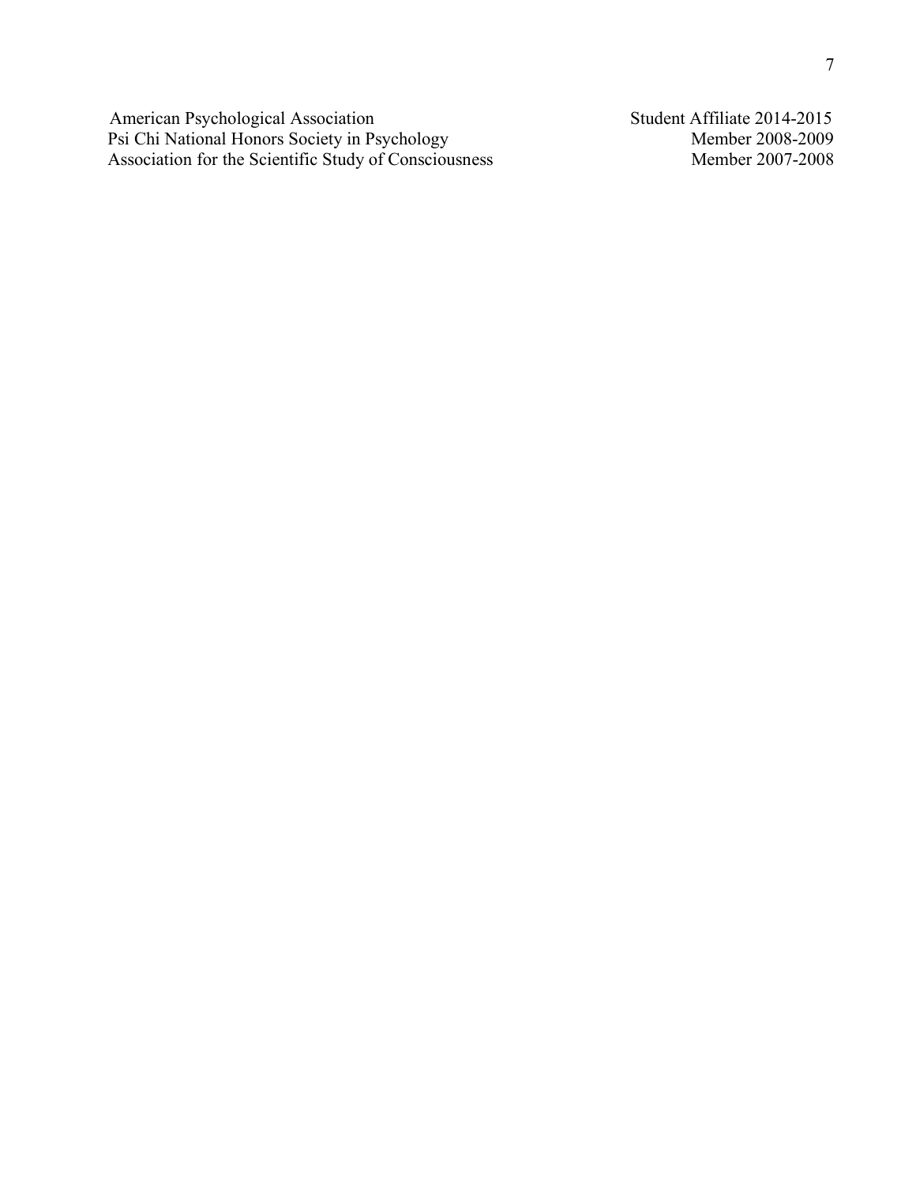American Psychological Association — Student Affiliate 2014-2015

Psi Chi National Honors Society in Psychology — Member 2008-2009

Association for the Scientific Study of Consciousness — Member 2007-2008